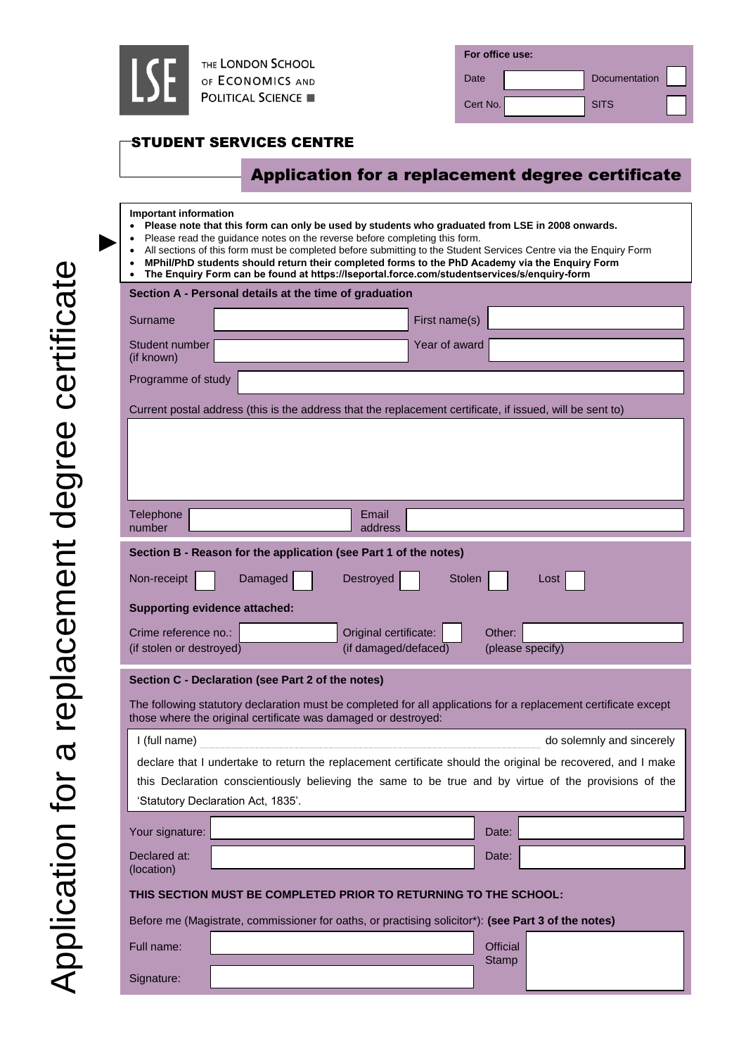THE LONDON SCHOOL OF ECONOMICS AND POLITICAL SCIENCE

| For office use: | | | |
|---|---|---|---|
| Date | | Documentation | |
| Cert No. | | SITS | |

## STUDENT SERVICES CENTRE

# Application for a replacement degree certificate

**Important information**

- **Please note that this form can only be used by students who graduated from LSE in 2008 onwards.**
- Please read the guidance notes on the reverse before completing this form.
- All sections of this form must be completed before submitting to the Student Services Centre via the Enquiry Form
- **MPhil/PhD students should return their completed forms to the PhD Academy via the Enquiry Form**
- **The Enquiry Form can be found at https://lseportal.force.com/studentservices/s/enquiry-form**

## Section A - Personal details at the time of graduation

| | | | |
|---|---|---|---|
| Surname | | First name(s) | |
| Student number (if known) | | Year of award | |
| Programme of study | | | |

Current postal address (this is the address that the replacement certificate, if issued, will be sent to)

| | | | |
|---|---|---|---|
| Telephone number | | Email address | |

## Section B - Reason for the application (see Part 1 of the notes)

Non-receipt ☐ Damaged ☐ Destroyed ☐ Stolen ☐ Lost ☐

**Supporting evidence attached:**

| | | | | | |
|---|---|---|---|---|---|
| Crime reference no.: (if stolen or destroyed) | | Original certificate: (if damaged/defaced) | ☐ | Other: (please specify) | |

## Section C - Declaration (see Part 2 of the notes)

The following statutory declaration must be completed for all applications for a replacement certificate except those where the original certificate was damaged or destroyed:

I (full name) ______________________________ do solemnly and sincerely declare that I undertake to return the replacement certificate should the original be recovered, and I make this Declaration conscientiously believing the same to be true and by virtue of the provisions of the 'Statutory Declaration Act, 1835'.

| | | | |
|---|---|---|---|
| Your signature: | | Date: | |
| Declared at: (location) | | Date: | |

**THIS SECTION MUST BE COMPLETED PRIOR TO RETURNING TO THE SCHOOL:**

Before me (Magistrate, commissioner for oaths, or practising solicitor*): **(see Part 3 of the notes)**

| | | | |
|---|---|---|---|
| Full name: | | Official Stamp | |
| Signature: | | | |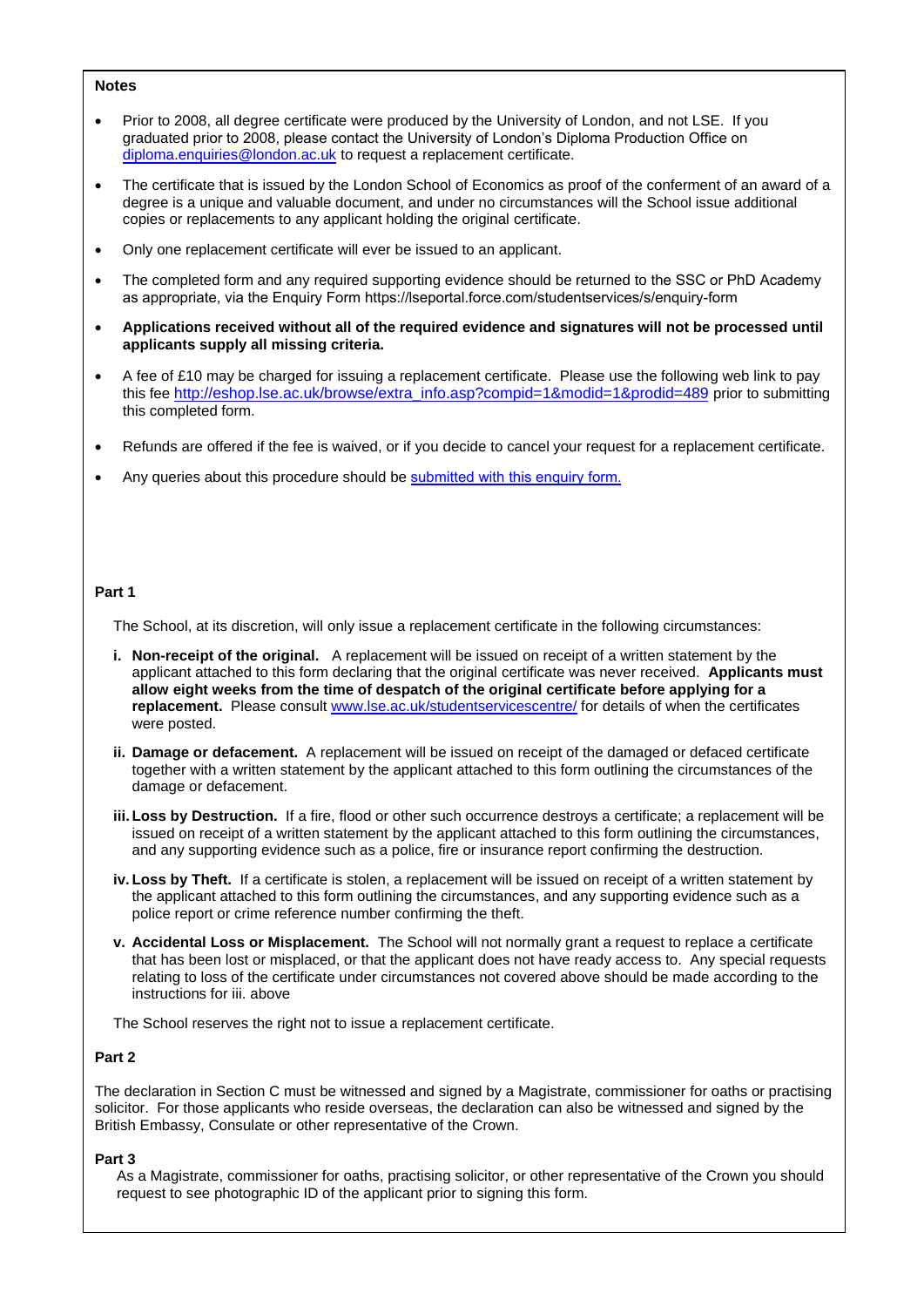**Notes**

- Prior to 2008, all degree certificate were produced by the University of London, and not LSE. If you graduated prior to 2008, please contact the University of London's Diploma Production Office on diploma.enquiries@london.ac.uk to request a replacement certificate.
- The certificate that is issued by the London School of Economics as proof of the conferment of an award of a degree is a unique and valuable document, and under no circumstances will the School issue additional copies or replacements to any applicant holding the original certificate.
- Only one replacement certificate will ever be issued to an applicant.
- The completed form and any required supporting evidence should be returned to the SSC or PhD Academy as appropriate, via the Enquiry Form https://lseportal.force.com/studentservices/s/enquiry-form
- **Applications received without all of the required evidence and signatures will not be processed until applicants supply all missing criteria.**
- A fee of £10 may be charged for issuing a replacement certificate. Please use the following web link to pay this fee http://eshop.lse.ac.uk/browse/extra_info.asp?compid=1&modid=1&prodid=489 prior to submitting this completed form.
- Refunds are offered if the fee is waived, or if you decide to cancel your request for a replacement certificate.
- Any queries about this procedure should be submitted with this enquiry form.

**Part 1**

The School, at its discretion, will only issue a replacement certificate in the following circumstances:

i. **Non-receipt of the original.** A replacement will be issued on receipt of a written statement by the applicant attached to this form declaring that the original certificate was never received. **Applicants must allow eight weeks from the time of despatch of the original certificate before applying for a replacement.** Please consult www.lse.ac.uk/studentservicescentre/ for details of when the certificates were posted.

ii. **Damage or defacement.** A replacement will be issued on receipt of the damaged or defaced certificate together with a written statement by the applicant attached to this form outlining the circumstances of the damage or defacement.

iii. **Loss by Destruction.** If a fire, flood or other such occurrence destroys a certificate; a replacement will be issued on receipt of a written statement by the applicant attached to this form outlining the circumstances, and any supporting evidence such as a police, fire or insurance report confirming the destruction.

iv. **Loss by Theft.** If a certificate is stolen, a replacement will be issued on receipt of a written statement by the applicant attached to this form outlining the circumstances, and any supporting evidence such as a police report or crime reference number confirming the theft.

v. **Accidental Loss or Misplacement.** The School will not normally grant a request to replace a certificate that has been lost or misplaced, or that the applicant does not have ready access to. Any special requests relating to loss of the certificate under circumstances not covered above should be made according to the instructions for iii. above

The School reserves the right not to issue a replacement certificate.

**Part 2**

The declaration in Section C must be witnessed and signed by a Magistrate, commissioner for oaths or practising solicitor. For those applicants who reside overseas, the declaration can also be witnessed and signed by the British Embassy, Consulate or other representative of the Crown.

**Part 3**

As a Magistrate, commissioner for oaths, practising solicitor, or other representative of the Crown you should request to see photographic ID of the applicant prior to signing this form.